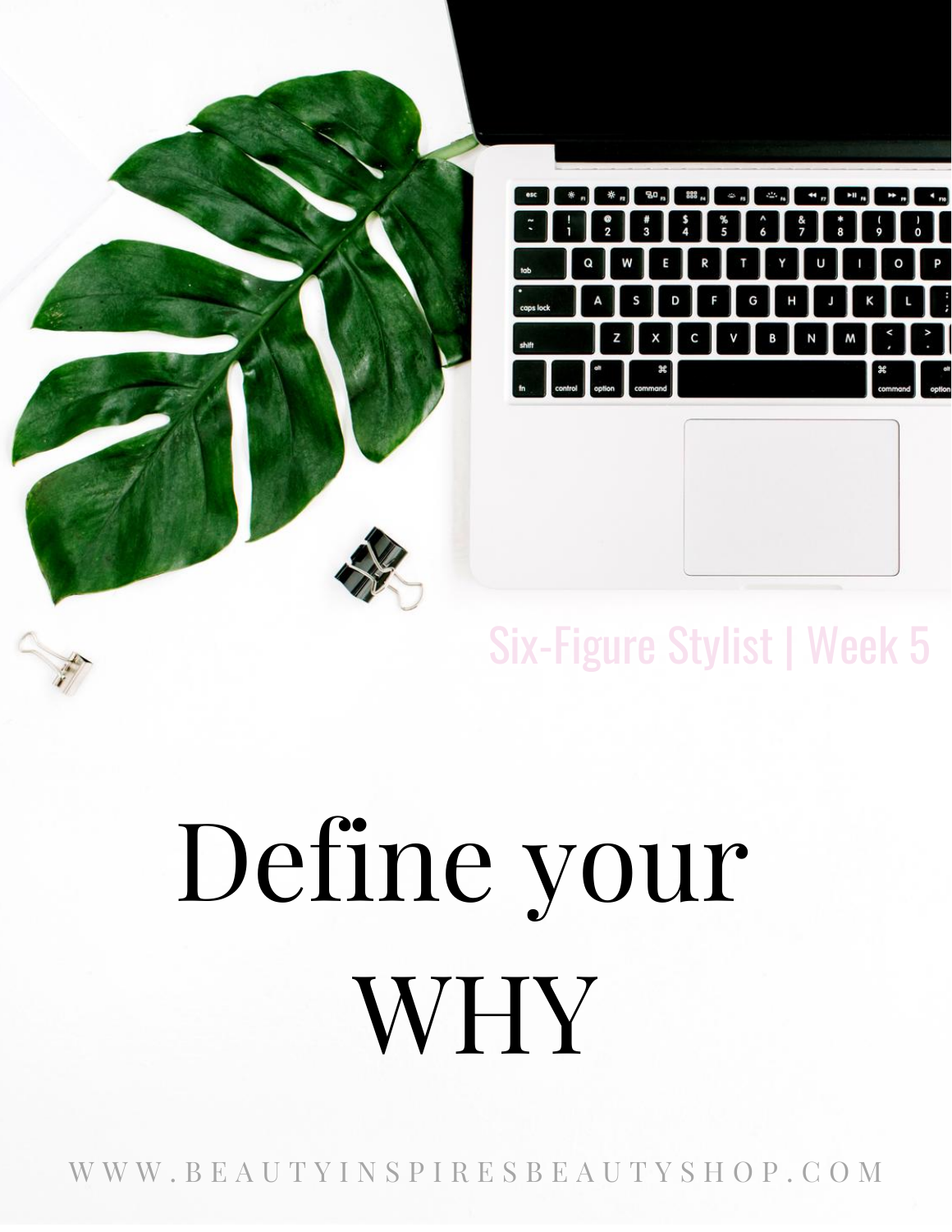Six-Figure Stylist | Week 5

# Define your WHY

WWW.BEAUTYINSPIRESBEAUTYSHOP.COM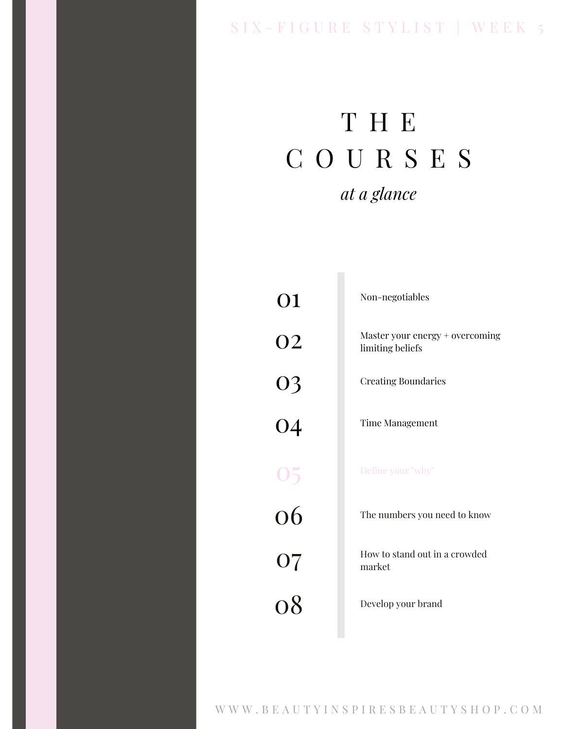# THE COURSES

*at a glance*

| | |
|---|---|
| 01 | Non-negotiables |
| 02 | Master your energy + overcoming limiting beliefs |
| 03 | Creating Boundaries |
| 04 | Time Management |
| 05 | Define your "why" |
| 06 | The numbers you need to know |
| 07 | How to stand out in a crowded market |
| 08 | Develop your brand |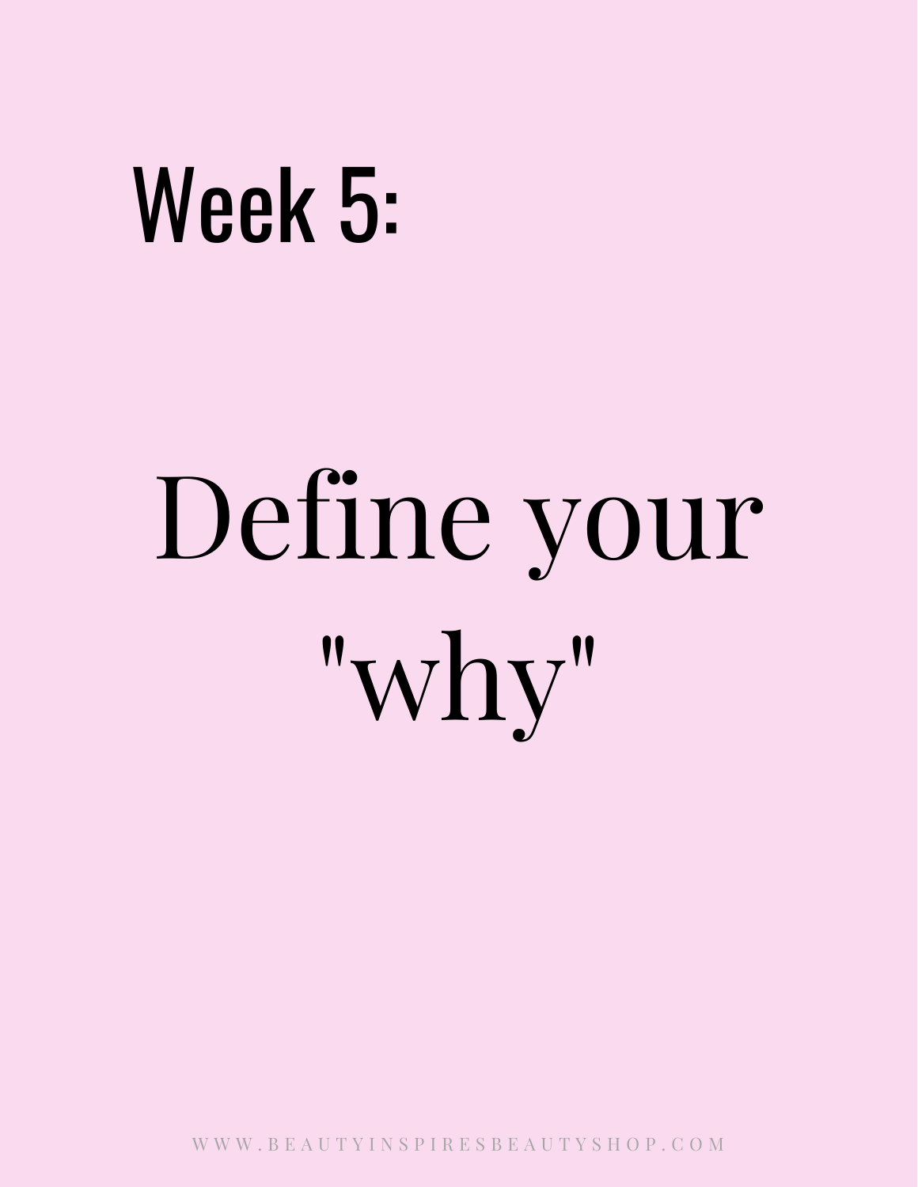# Week 5:

## Define your "why"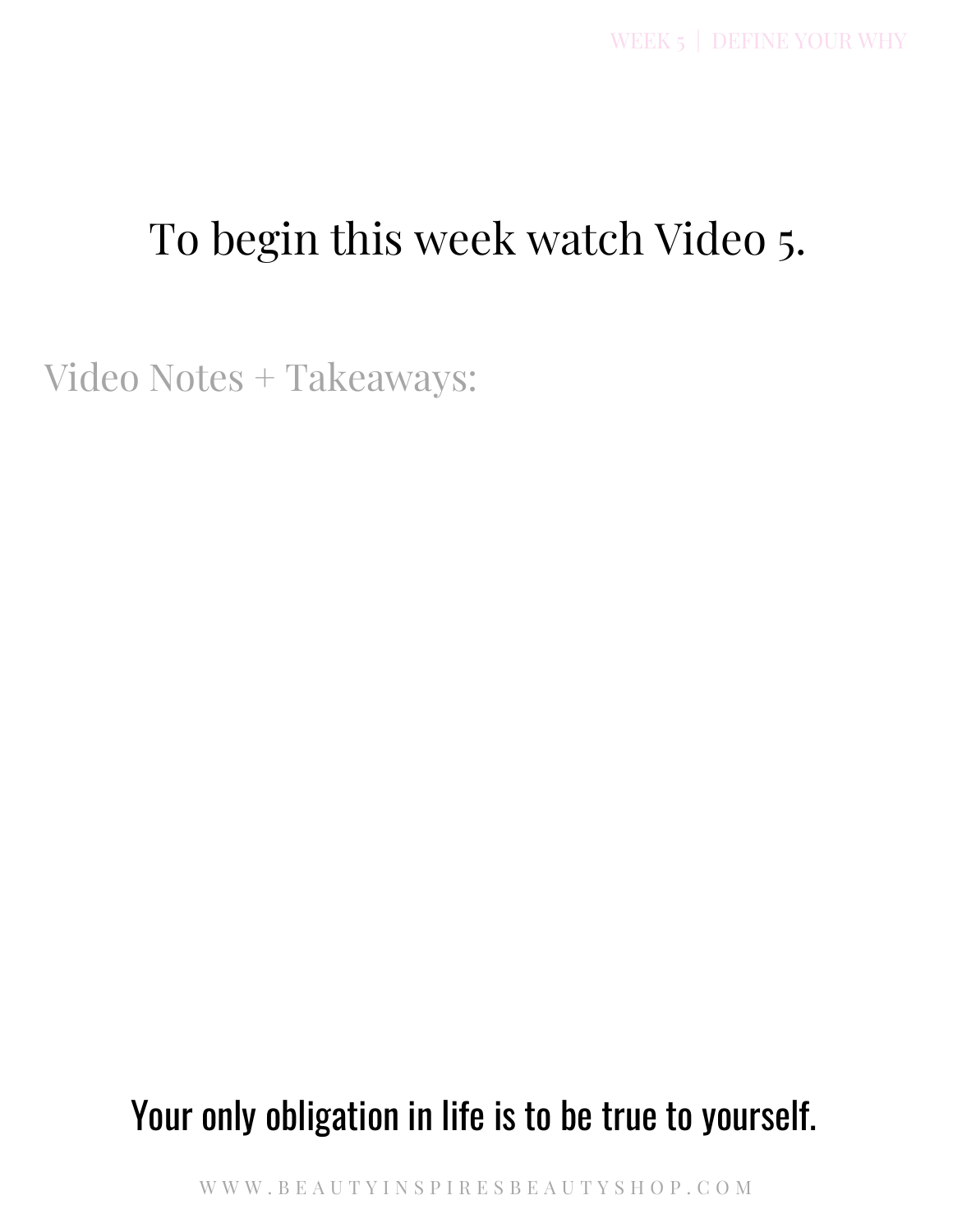# To begin this week watch Video 5.

## Video Notes + Takeaways:

**Your only obligation in life is to be true to yourself.**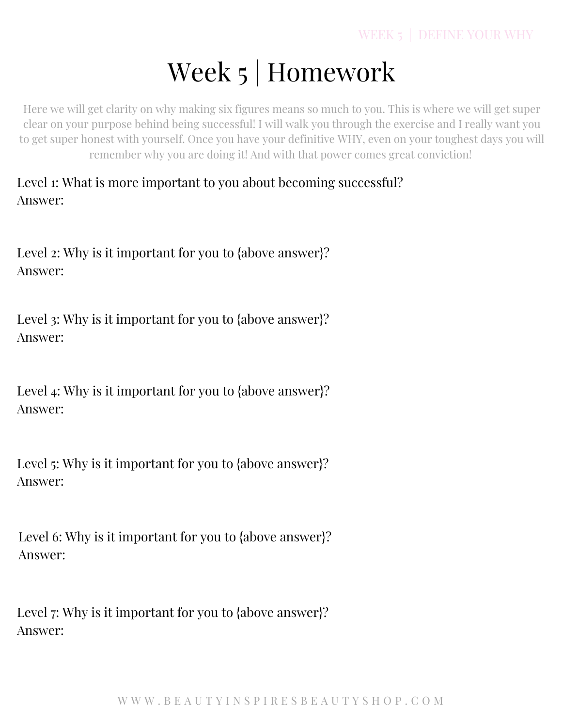# Week 5 | Homework

Here we will get clarity on why making six figures means so much to you. This is where we will get super clear on your purpose behind being successful! I will walk you through the exercise and I really want you to get super honest with yourself. Once you have your definitive WHY, even on your toughest days you will remember why you are doing it! And with that power comes great conviction!

Level 1: What is more important to you about becoming successful?
Answer:

Level 2: Why is it important for you to {above answer}?
Answer:

Level 3: Why is it important for you to {above answer}?
Answer:

Level 4: Why is it important for you to {above answer}?
Answer:

Level 5: Why is it important for you to {above answer}?
Answer:

Level 6: Why is it important for you to {above answer}?
Answer:

Level 7: Why is it important for you to {above answer}?
Answer: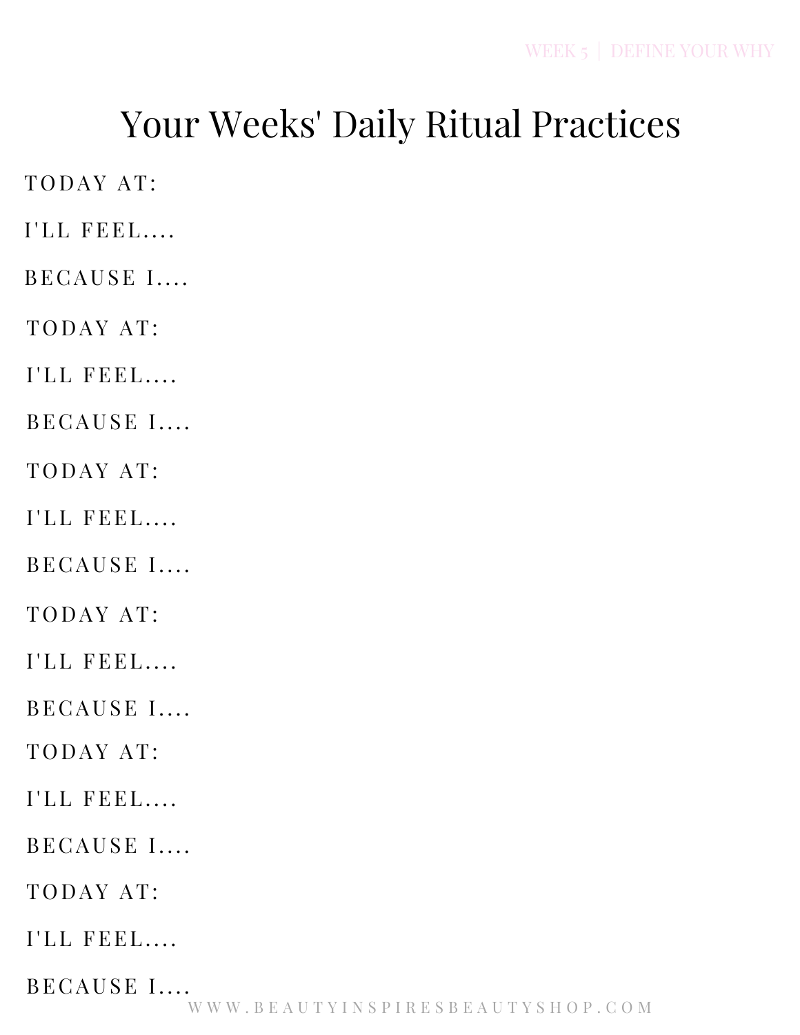# Your Weeks' Daily Ritual Practices

TODAY AT:

I'LL FEEL....

BECAUSE I....

TODAY AT:

I'LL FEEL....

BECAUSE I....

TODAY AT:

I'LL FEEL....

BECAUSE I....

TODAY AT:

I'LL FEEL....

BECAUSE I....

TODAY AT:

I'LL FEEL....

BECAUSE I....

TODAY AT:

I'LL FEEL....

BECAUSE I....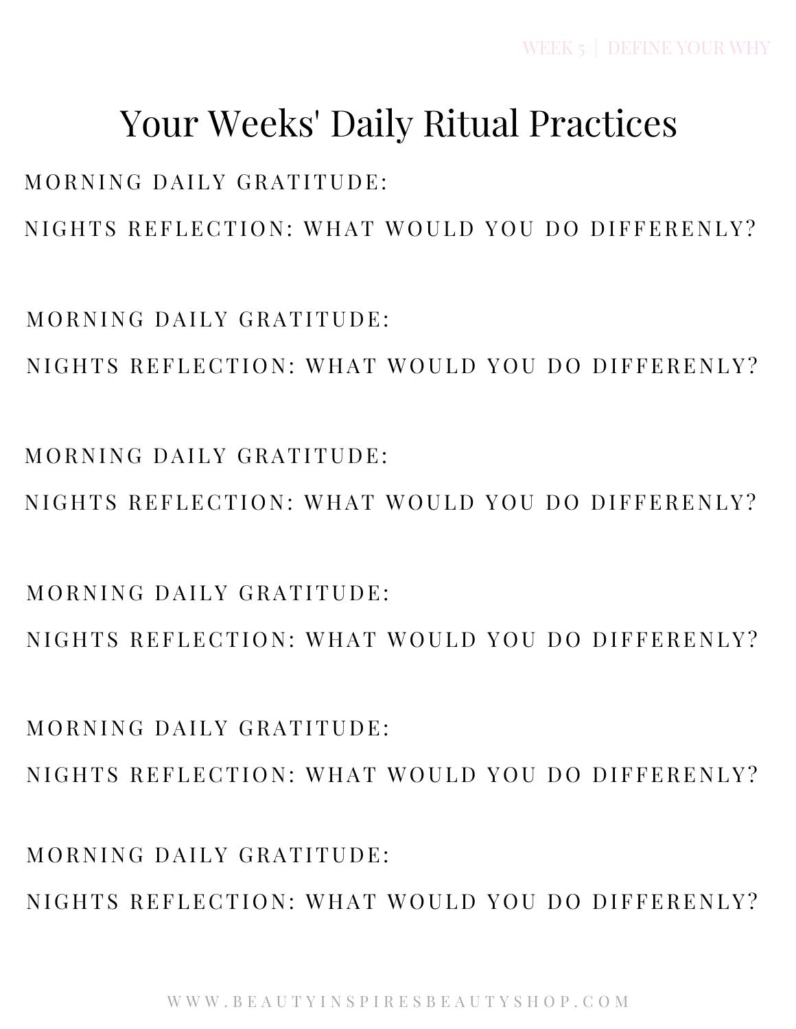# Your Weeks' Daily Ritual Practices

MORNING DAILY GRATITUDE:

NIGHTS REFLECTION: WHAT WOULD YOU DO DIFFERENLY?

MORNING DAILY GRATITUDE:

NIGHTS REFLECTION: WHAT WOULD YOU DO DIFFERENLY?

MORNING DAILY GRATITUDE:

NIGHTS REFLECTION: WHAT WOULD YOU DO DIFFERENLY?

MORNING DAILY GRATITUDE:

NIGHTS REFLECTION: WHAT WOULD YOU DO DIFFERENLY?

MORNING DAILY GRATITUDE:

NIGHTS REFLECTION: WHAT WOULD YOU DO DIFFERENLY?

MORNING DAILY GRATITUDE:

NIGHTS REFLECTION: WHAT WOULD YOU DO DIFFERENLY?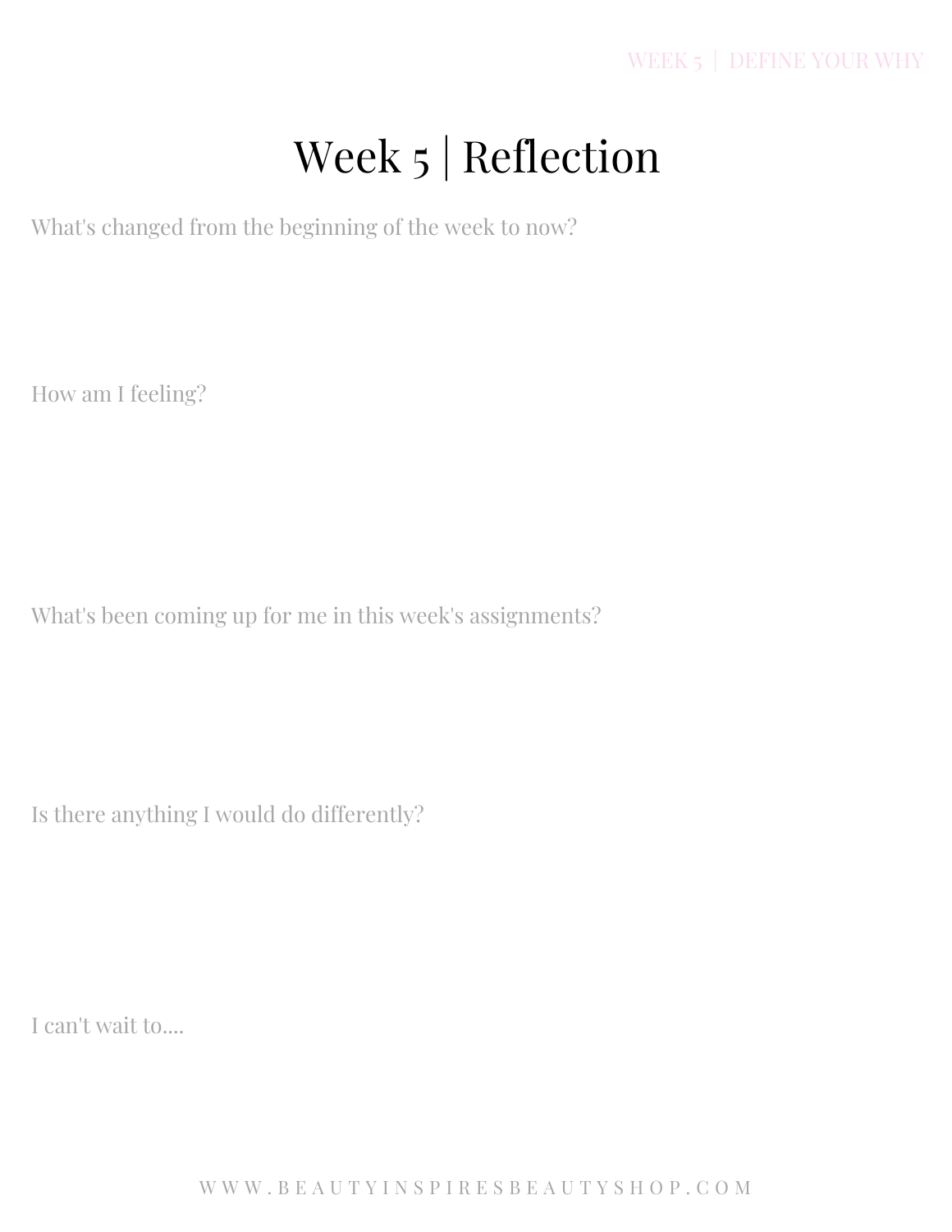# Week 5 | Reflection

What's changed from the beginning of the week to now?

How am I feeling?

What's been coming up for me in this week's assignments?

Is there anything I would do differently?

I can't wait to....